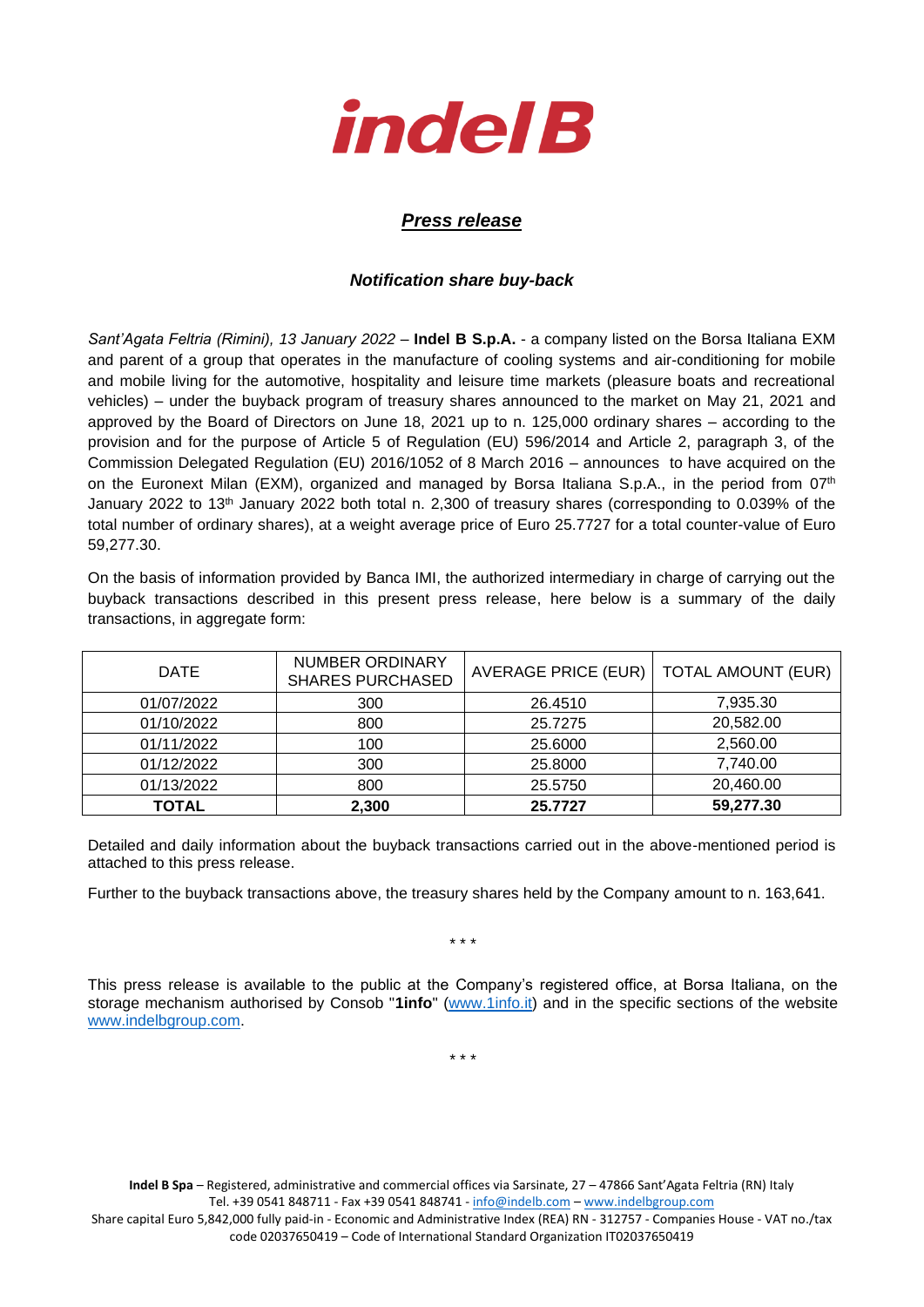*indel B*

## ***Press release***

### ***Notification share buy-back***

*Sant'Agata Feltria (Rimini), 13 January 2022* – **Indel B S.p.A.** - a company listed on the Borsa Italiana EXM and parent of a group that operates in the manufacture of cooling systems and air-conditioning for mobile and mobile living for the automotive, hospitality and leisure time markets (pleasure boats and recreational vehicles) – under the buyback program of treasury shares announced to the market on May 21, 2021 and approved by the Board of Directors on June 18, 2021 up to n. 125,000 ordinary shares – according to the provision and for the purpose of Article 5 of Regulation (EU) 596/2014 and Article 2, paragraph 3, of the Commission Delegated Regulation (EU) 2016/1052 of 8 March 2016 – announces to have acquired on the on the Euronext Milan (EXM), organized and managed by Borsa Italiana S.p.A., in the period from 07th January 2022 to 13th January 2022 both total n. 2,300 of treasury shares (corresponding to 0.039% of the total number of ordinary shares), at a weight average price of Euro 25.7727 for a total counter-value of Euro 59,277.30.

On the basis of information provided by Banca IMI, the authorized intermediary in charge of carrying out the buyback transactions described in this present press release, here below is a summary of the daily transactions, in aggregate form:

| DATE | NUMBER ORDINARY SHARES PURCHASED | AVERAGE PRICE (EUR) | TOTAL AMOUNT (EUR) |
|---|---|---|---|
| 01/07/2022 | 300 | 26.4510 | 7,935.30 |
| 01/10/2022 | 800 | 25.7275 | 20,582.00 |
| 01/11/2022 | 100 | 25.6000 | 2,560.00 |
| 01/12/2022 | 300 | 25.8000 | 7,740.00 |
| 01/13/2022 | 800 | 25.5750 | 20,460.00 |
| **TOTAL** | **2,300** | **25.7727** | **59,277.30** |

Detailed and daily information about the buyback transactions carried out in the above-mentioned period is attached to this press release.

Further to the buyback transactions above, the treasury shares held by the Company amount to n. 163,641.

\* \* \*

This press release is available to the public at the Company's registered office, at Borsa Italiana, on the storage mechanism authorised by Consob "**1info**" (www.1info.it) and in the specific sections of the website www.indelbgroup.com.

\* \* \*

**Indel B Spa** – Registered, administrative and commercial offices via Sarsinate, 27 – 47866 Sant'Agata Feltria (RN) Italy
Tel. +39 0541 848711 - Fax +39 0541 848741 - info@indelb.com – www.indelbgroup.com
Share capital Euro 5,842,000 fully paid-in - Economic and Administrative Index (REA) RN - 312757 - Companies House - VAT no./tax code 02037650419 – Code of International Standard Organization IT02037650419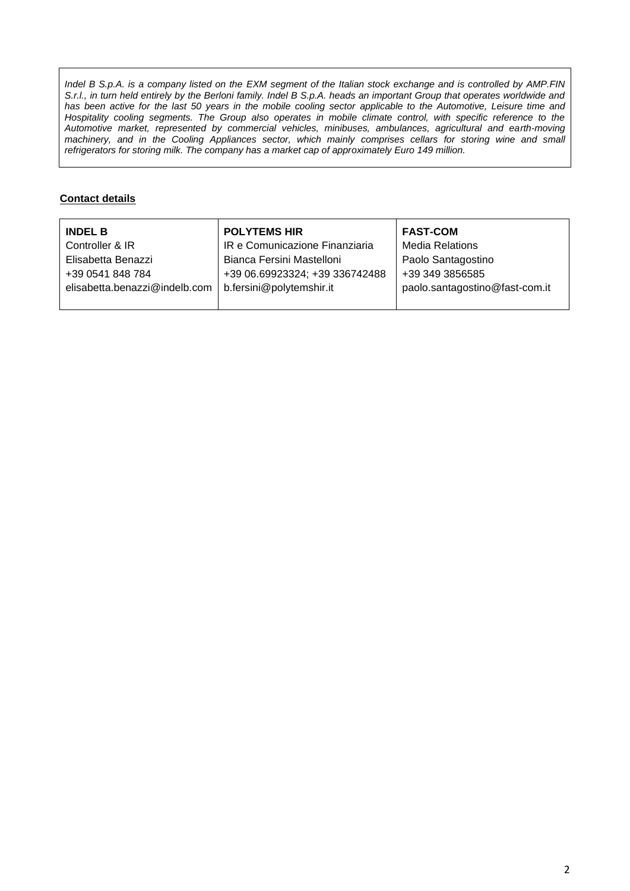*Indel B S.p.A. is a company listed on the EXM segment of the Italian stock exchange and is controlled by AMP.FIN S.r.l., in turn held entirely by the Berloni family. Indel B S.p.A. heads an important Group that operates worldwide and has been active for the last 50 years in the mobile cooling sector applicable to the Automotive, Leisure time and Hospitality cooling segments. The Group also operates in mobile climate control, with specific reference to the Automotive market, represented by commercial vehicles, minibuses, ambulances, agricultural and earth-moving machinery, and in the Cooling Appliances sector, which mainly comprises cellars for storing wine and small refrigerators for storing milk. The company has a market cap of approximately Euro 149 million.*

**Contact details**

| **INDEL B** | **POLYTEMS HIR** | **FAST-COM** |
| --- | --- | --- |
| Controller & IR | IR e Comunicazione Finanziaria | Media Relations |
| Elisabetta Benazzi | Bianca Fersini Mastelloni | Paolo Santagostino |
| +39 0541 848 784 | +39 06.69923324; +39 336742488 | +39 349 3856585 |
| elisabetta.benazzi@indelb.com | b.fersini@polytemshir.it | paolo.santagostino@fast-com.it |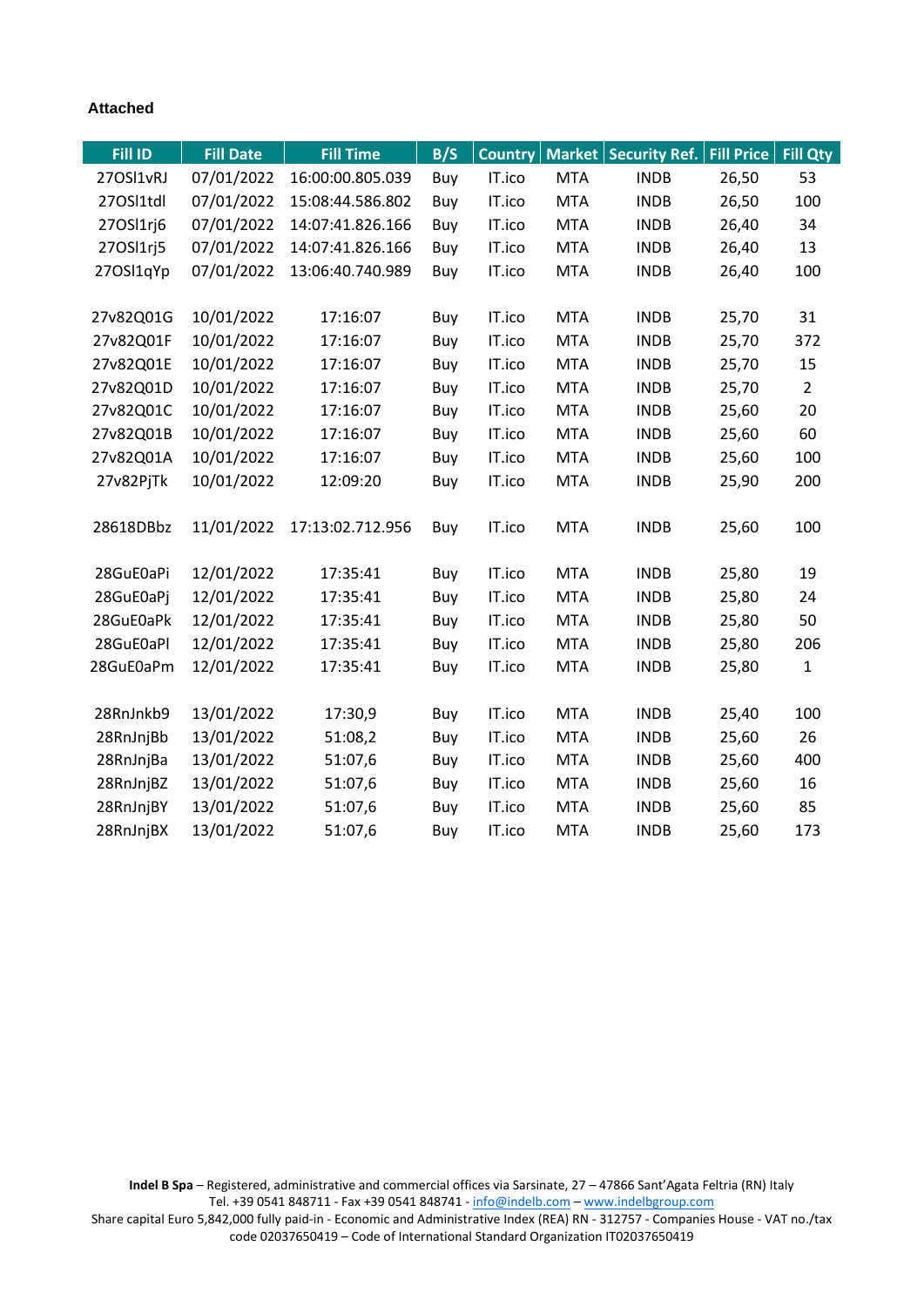**Attached**

| Fill ID | Fill Date | Fill Time | B/S | Country | Market | Security Ref. | Fill Price | Fill Qty |
|---|---|---|---|---|---|---|---|---|
| 27OSl1vRJ | 07/01/2022 | 16:00:00.805.039 | Buy | IT.ico | MTA | INDB | 26,50 | 53 |
| 27OSl1tdl | 07/01/2022 | 15:08:44.586.802 | Buy | IT.ico | MTA | INDB | 26,50 | 100 |
| 27OSl1rj6 | 07/01/2022 | 14:07:41.826.166 | Buy | IT.ico | MTA | INDB | 26,40 | 34 |
| 27OSl1rj5 | 07/01/2022 | 14:07:41.826.166 | Buy | IT.ico | MTA | INDB | 26,40 | 13 |
| 27OSl1qYp | 07/01/2022 | 13:06:40.740.989 | Buy | IT.ico | MTA | INDB | 26,40 | 100 |
| | | | | | | | | |
| 27v82Q01G | 10/01/2022 | 17:16:07 | Buy | IT.ico | MTA | INDB | 25,70 | 31 |
| 27v82Q01F | 10/01/2022 | 17:16:07 | Buy | IT.ico | MTA | INDB | 25,70 | 372 |
| 27v82Q01E | 10/01/2022 | 17:16:07 | Buy | IT.ico | MTA | INDB | 25,70 | 15 |
| 27v82Q01D | 10/01/2022 | 17:16:07 | Buy | IT.ico | MTA | INDB | 25,70 | 2 |
| 27v82Q01C | 10/01/2022 | 17:16:07 | Buy | IT.ico | MTA | INDB | 25,60 | 20 |
| 27v82Q01B | 10/01/2022 | 17:16:07 | Buy | IT.ico | MTA | INDB | 25,60 | 60 |
| 27v82Q01A | 10/01/2022 | 17:16:07 | Buy | IT.ico | MTA | INDB | 25,60 | 100 |
| 27v82PjTk | 10/01/2022 | 12:09:20 | Buy | IT.ico | MTA | INDB | 25,90 | 200 |
| | | | | | | | | |
| 28618DBbz | 11/01/2022 | 17:13:02.712.956 | Buy | IT.ico | MTA | INDB | 25,60 | 100 |
| | | | | | | | | |
| 28GuE0aPi | 12/01/2022 | 17:35:41 | Buy | IT.ico | MTA | INDB | 25,80 | 19 |
| 28GuE0aPj | 12/01/2022 | 17:35:41 | Buy | IT.ico | MTA | INDB | 25,80 | 24 |
| 28GuE0aPk | 12/01/2022 | 17:35:41 | Buy | IT.ico | MTA | INDB | 25,80 | 50 |
| 28GuE0aPl | 12/01/2022 | 17:35:41 | Buy | IT.ico | MTA | INDB | 25,80 | 206 |
| 28GuE0aPm | 12/01/2022 | 17:35:41 | Buy | IT.ico | MTA | INDB | 25,80 | 1 |
| | | | | | | | | |
| 28RnJnkb9 | 13/01/2022 | 17:30,9 | Buy | IT.ico | MTA | INDB | 25,40 | 100 |
| 28RnJnjBb | 13/01/2022 | 51:08,2 | Buy | IT.ico | MTA | INDB | 25,60 | 26 |
| 28RnJnjBa | 13/01/2022 | 51:07,6 | Buy | IT.ico | MTA | INDB | 25,60 | 400 |
| 28RnJnjBZ | 13/01/2022 | 51:07,6 | Buy | IT.ico | MTA | INDB | 25,60 | 16 |
| 28RnJnjBY | 13/01/2022 | 51:07,6 | Buy | IT.ico | MTA | INDB | 25,60 | 85 |
| 28RnJnjBX | 13/01/2022 | 51:07,6 | Buy | IT.ico | MTA | INDB | 25,60 | 173 |

**Indel B Spa** – Registered, administrative and commercial offices via Sarsinate, 27 – 47866 Sant'Agata Feltria (RN) Italy
Tel. +39 0541 848711 - Fax +39 0541 848741 - info@indelb.com – www.indelbgroup.com
Share capital Euro 5,842,000 fully paid-in - Economic and Administrative Index (REA) RN - 312757 - Companies House - VAT no./tax code 02037650419 – Code of International Standard Organization IT02037650419